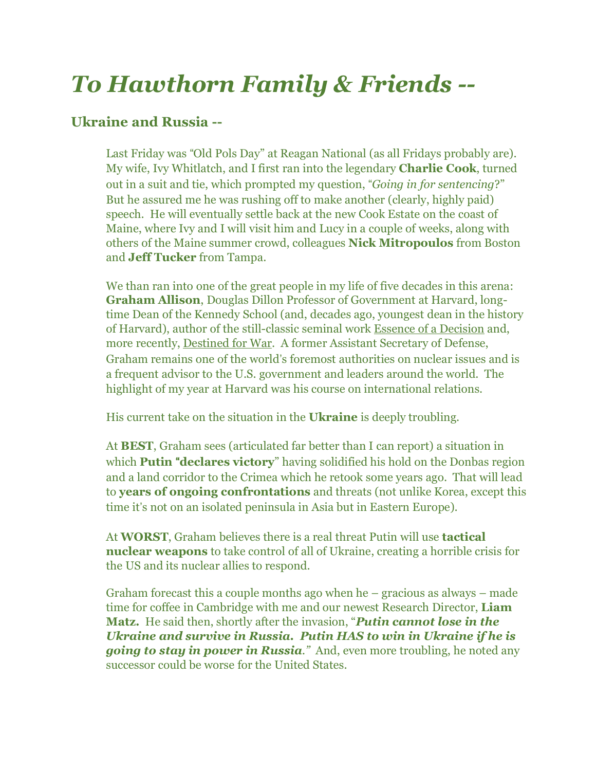# *To Hawthorn Family & Friends --*

## Ukraine and Russia --

Last Friday was "Old Pols Day" at Reagan National (as all Fridays probably are). My wife, Ivy Whitlatch, and I first ran into the legendary **Charlie Cook**, turned out in a suit and tie, which prompted my question, "*Going in for sentencing*?" But he assured me he was rushing off to make another (clearly, highly paid) speech. He will eventually settle back at the new Cook Estate on the coast of Maine, where Ivy and I will visit him and Lucy in a couple of weeks, along with others of the Maine summer crowd, colleagues **Nick Mitropoulos** from Boston and **Jeff Tucker** from Tampa.

We than ran into one of the great people in my life of five decades in this arena: **Graham Allison**, Douglas Dillon Professor of Government at Harvard, long-time Dean of the Kennedy School (and, decades ago, youngest dean in the history of Harvard), author of the still-classic seminal work Essence of a Decision and, more recently, Destined for War. A former Assistant Secretary of Defense, Graham remains one of the world's foremost authorities on nuclear issues and is a frequent advisor to the U.S. government and leaders around the world. The highlight of my year at Harvard was his course on international relations.

His current take on the situation in the **Ukraine** is deeply troubling.

At **BEST**, Graham sees (articulated far better than I can report) a situation in which **Putin "declares victory**" having solidified his hold on the Donbas region and a land corridor to the Crimea which he retook some years ago. That will lead to **years of ongoing confrontations** and threats (not unlike Korea, except this time it's not on an isolated peninsula in Asia but in Eastern Europe).

At **WORST**, Graham believes there is a real threat Putin will use **tactical nuclear weapons** to take control of all of Ukraine, creating a horrible crisis for the US and its nuclear allies to respond.

Graham forecast this a couple months ago when he – gracious as always – made time for coffee in Cambridge with me and our newest Research Director, **Liam Matz.** He said then, shortly after the invasion, "***Putin cannot lose in the Ukraine and survive in Russia. Putin HAS to win in Ukraine if he is going to stay in power in Russia**."* And, even more troubling, he noted any successor could be worse for the United States.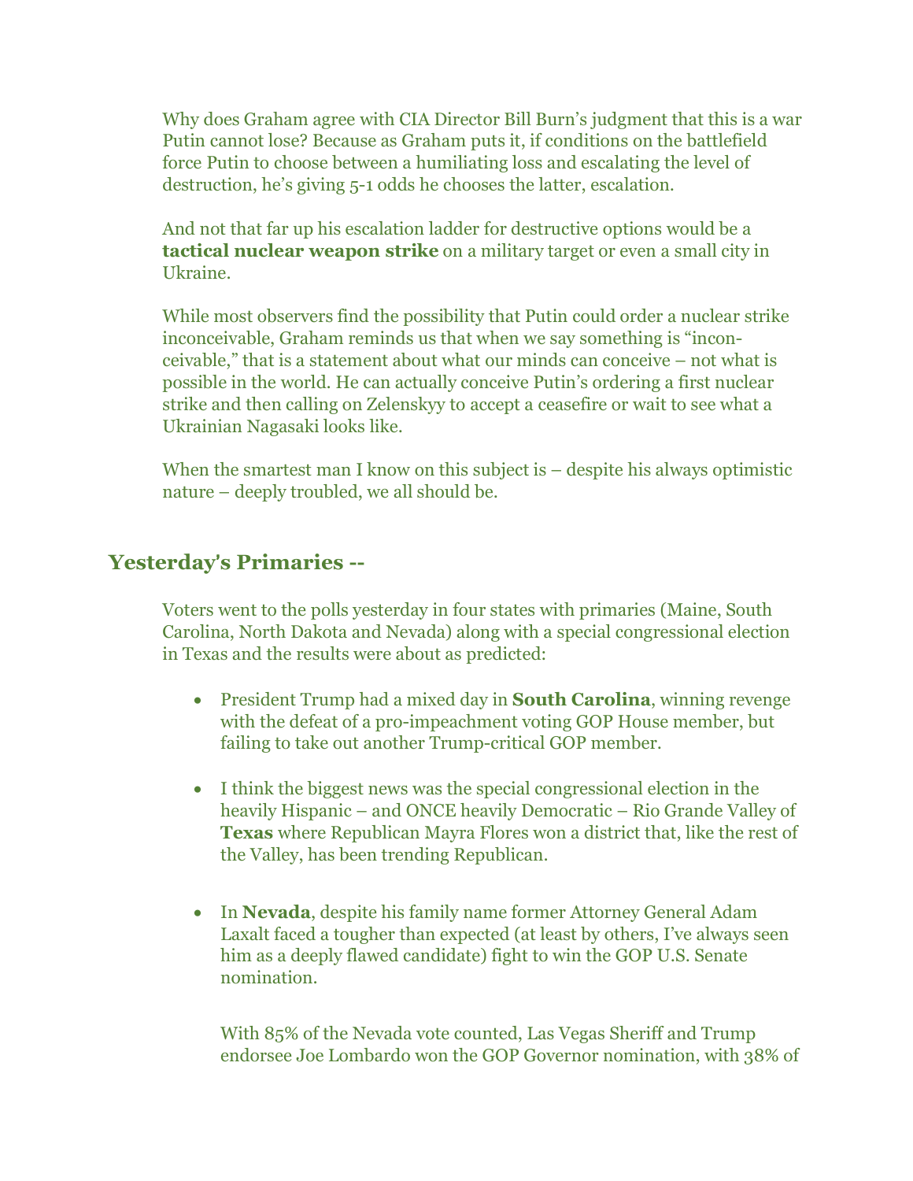Why does Graham agree with CIA Director Bill Burn's judgment that this is a war Putin cannot lose? Because as Graham puts it, if conditions on the battlefield force Putin to choose between a humiliating loss and escalating the level of destruction, he's giving 5-1 odds he chooses the latter, escalation.

And not that far up his escalation ladder for destructive options would be a **tactical nuclear weapon strike** on a military target or even a small city in Ukraine.

While most observers find the possibility that Putin could order a nuclear strike inconceivable, Graham reminds us that when we say something is "inconceivable," that is a statement about what our minds can conceive – not what is possible in the world. He can actually conceive Putin's ordering a first nuclear strike and then calling on Zelenskyy to accept a ceasefire or wait to see what a Ukrainian Nagasaki looks like.

When the smartest man I know on this subject is – despite his always optimistic nature – deeply troubled, we all should be.

## Yesterday's Primaries --

Voters went to the polls yesterday in four states with primaries (Maine, South Carolina, North Dakota and Nevada) along with a special congressional election in Texas and the results were about as predicted:

- President Trump had a mixed day in **South Carolina**, winning revenge with the defeat of a pro-impeachment voting GOP House member, but failing to take out another Trump-critical GOP member.

- I think the biggest news was the special congressional election in the heavily Hispanic – and ONCE heavily Democratic – Rio Grande Valley of **Texas** where Republican Mayra Flores won a district that, like the rest of the Valley, has been trending Republican.

- In **Nevada**, despite his family name former Attorney General Adam Laxalt faced a tougher than expected (at least by others, I've always seen him as a deeply flawed candidate) fight to win the GOP U.S. Senate nomination.

  With 85% of the Nevada vote counted, Las Vegas Sheriff and Trump endorsee Joe Lombardo won the GOP Governor nomination, with 38% of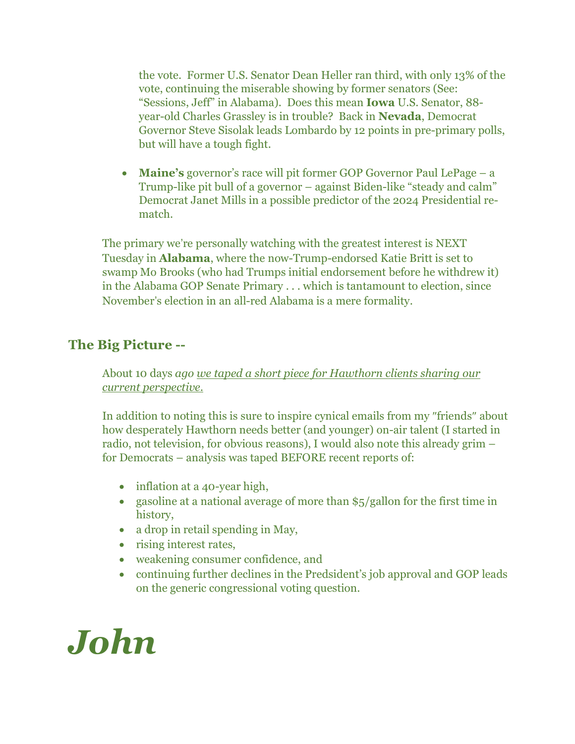the vote. Former U.S. Senator Dean Heller ran third, with only 13% of the vote, continuing the miserable showing by former senators (See: "Sessions, Jeff" in Alabama). Does this mean **Iowa** U.S. Senator, 88-year-old Charles Grassley is in trouble? Back in **Nevada**, Democrat Governor Steve Sisolak leads Lombardo by 12 points in pre-primary polls, but will have a tough fight.

- **Maine's** governor's race will pit former GOP Governor Paul LePage – a Trump-like pit bull of a governor – against Biden-like "steady and calm" Democrat Janet Mills in a possible predictor of the 2024 Presidential re-match.

The primary we're personally watching with the greatest interest is NEXT Tuesday in **Alabama**, where the now-Trump-endorsed Katie Britt is set to swamp Mo Brooks (who had Trumps initial endorsement before he withdrew it) in the Alabama GOP Senate Primary . . . which is tantamount to election, since November's election in an all-red Alabama is a mere formality.

## The Big Picture --

About 10 days *ago* *we taped a short piece for Hawthorn clients sharing our current perspective.*

In addition to noting this is sure to inspire cynical emails from my "friends" about how desperately Hawthorn needs better (and younger) on-air talent (I started in radio, not television, for obvious reasons), I would also note this already grim – for Democrats – analysis was taped BEFORE recent reports of:

- inflation at a 40-year high,
- gasoline at a national average of more than $5/gallon for the first time in history,
- a drop in retail spending in May,
- rising interest rates,
- weakening consumer confidence, and
- continuing further declines in the Predsident's job approval and GOP leads on the generic congressional voting question.

***John***